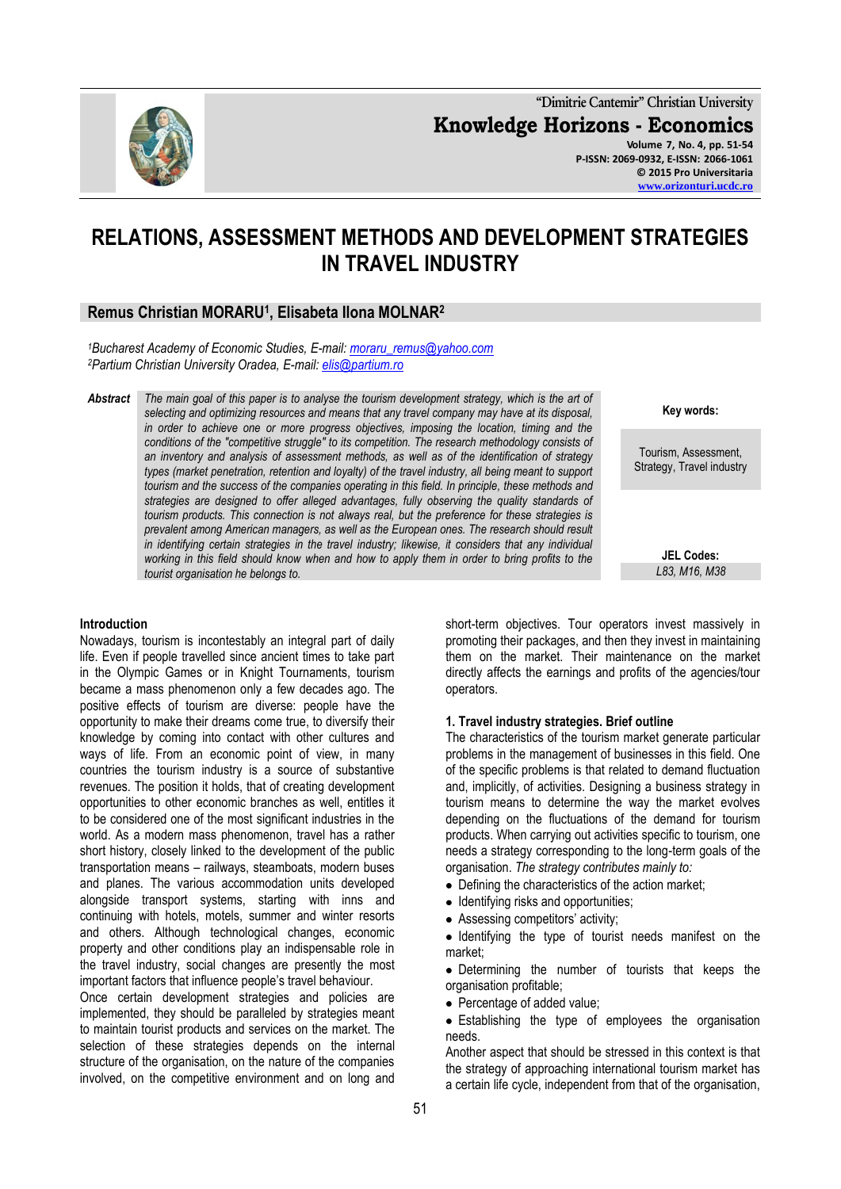# RELATIONS, ASSESSMENT METHODS AND DEVELOPMENT STRATEGIES IN TRAVEL INDUSTRY

**Remus Christian MORARU[1], Elisabeta Ilona MOLNAR[2]**

*[1]Bucharest Academy of Economic Studies, E-mail: moraru_remus@yahoo.com*
*[2]Partium Christian University Oradea, E-mail: elis@partium.ro*

***Abstract*** *The main goal of this paper is to analyse the tourism development strategy, which is the art of selecting and optimizing resources and means that any travel company may have at its disposal, in order to achieve one or more progress objectives, imposing the location, timing and the conditions of the "competitive struggle" to its competition. The research methodology consists of an inventory and analysis of assessment methods, as well as of the identification of strategy types (market penetration, retention and loyalty) of the travel industry, all being meant to support tourism and the success of the companies operating in this field. In principle, these methods and strategies are designed to offer alleged advantages, fully observing the quality standards of tourism products. This connection is not always real, but the preference for these strategies is prevalent among American managers, as well as the European ones. The research should result in identifying certain strategies in the travel industry; likewise, it considers that any individual working in this field should know when and how to apply them in order to bring profits to the tourist organisation he belongs to.*

**Key words:** Tourism, Assessment, Strategy, Travel industry

**JEL Codes:** *L83, M16, M38*

## Introduction

Nowadays, tourism is incontestably an integral part of daily life. Even if people travelled since ancient times to take part in the Olympic Games or in Knight Tournaments, tourism became a mass phenomenon only a few decades ago. The positive effects of tourism are diverse: people have the opportunity to make their dreams come true, to diversify their knowledge by coming into contact with other cultures and ways of life. From an economic point of view, in many countries the tourism industry is a source of substantive revenues. The position it holds, that of creating development opportunities to other economic branches as well, entitles it to be considered one of the most significant industries in the world. As a modern mass phenomenon, travel has a rather short history, closely linked to the development of the public transportation means – railways, steamboats, modern buses and planes. The various accommodation units developed alongside transport systems, starting with inns and continuing with hotels, motels, summer and winter resorts and others. Although technological changes, economic property and other conditions play an indispensable role in the travel industry, social changes are presently the most important factors that influence people's travel behaviour.

Once certain development strategies and policies are implemented, they should be paralleled by strategies meant to maintain tourist products and services on the market. The selection of these strategies depends on the internal structure of the organisation, on the nature of the companies involved, on the competitive environment and on long and short-term objectives. Tour operators invest massively in promoting their packages, and then they invest in maintaining them on the market. Their maintenance on the market directly affects the earnings and profits of the agencies/tour operators.

## 1. Travel industry strategies. Brief outline

The characteristics of the tourism market generate particular problems in the management of businesses in this field. One of the specific problems is that related to demand fluctuation and, implicitly, of activities. Designing a business strategy in tourism means to determine the way the market evolves depending on the fluctuations of the demand for tourism products. When carrying out activities specific to tourism, one needs a strategy corresponding to the long-term goals of the organisation. *The strategy contributes mainly to:*

- Defining the characteristics of the action market;
- Identifying risks and opportunities;
- Assessing competitors' activity;
- Identifying the type of tourist needs manifest on the market;
- Determining the number of tourists that keeps the organisation profitable;
- Percentage of added value;
- Establishing the type of employees the organisation needs.

Another aspect that should be stressed in this context is that the strategy of approaching international tourism market has a certain life cycle, independent from that of the organisation,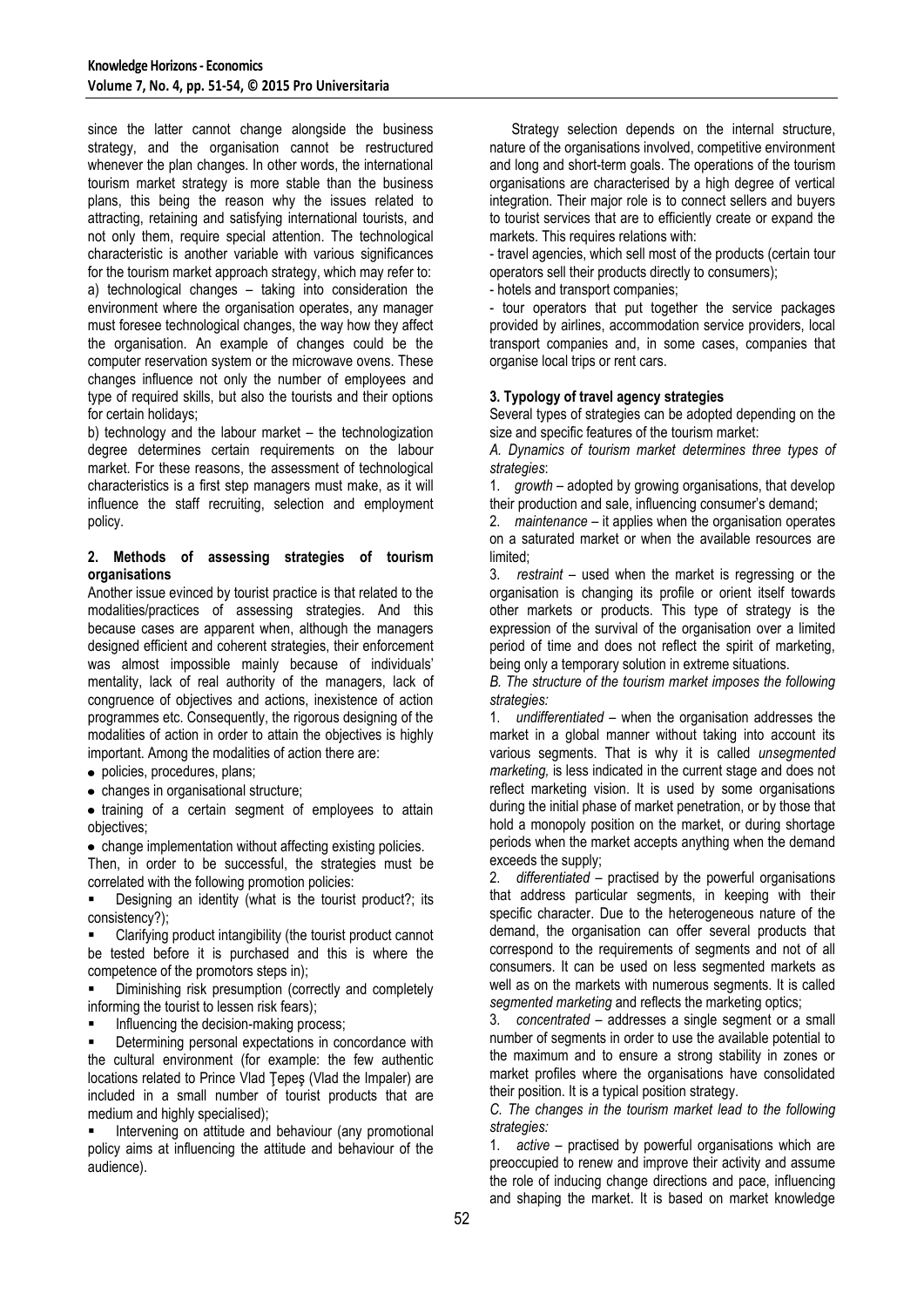since the latter cannot change alongside the business strategy, and the organisation cannot be restructured whenever the plan changes. In other words, the international tourism market strategy is more stable than the business plans, this being the reason why the issues related to attracting, retaining and satisfying international tourists, and not only them, require special attention. The technological characteristic is another variable with various significances for the tourism market approach strategy, which may refer to:

a) technological changes – taking into consideration the environment where the organisation operates, any manager must foresee technological changes, the way how they affect the organisation. An example of changes could be the computer reservation system or the microwave ovens. These changes influence not only the number of employees and type of required skills, but also the tourists and their options for certain holidays;

b) technology and the labour market – the technologization degree determines certain requirements on the labour market. For these reasons, the assessment of technological characteristics is a first step managers must make, as it will influence the staff recruiting, selection and employment policy.

## 2. Methods of assessing strategies of tourism organisations

Another issue evinced by tourist practice is that related to the modalities/practices of assessing strategies. And this because cases are apparent when, although the managers designed efficient and coherent strategies, their enforcement was almost impossible mainly because of individuals' mentality, lack of real authority of the managers, lack of congruence of objectives and actions, inexistence of action programmes etc. Consequently, the rigorous designing of the modalities of action in order to attain the objectives is highly important. Among the modalities of action there are:

- policies, procedures, plans;
- changes in organisational structure;
- training of a certain segment of employees to attain objectives;
- change implementation without affecting existing policies.

Then, in order to be successful, the strategies must be correlated with the following promotion policies:

- Designing an identity (what is the tourist product?; its consistency?);
- Clarifying product intangibility (the tourist product cannot be tested before it is purchased and this is where the competence of the promotors steps in);
- Diminishing risk presumption (correctly and completely informing the tourist to lessen risk fears);
- Influencing the decision-making process;
- Determining personal expectations in concordance with the cultural environment (for example: the few authentic locations related to Prince Vlad Ţepeş (Vlad the Impaler) are included in a small number of tourist products that are medium and highly specialised);
- Intervening on attitude and behaviour (any promotional policy aims at influencing the attitude and behaviour of the audience).

Strategy selection depends on the internal structure, nature of the organisations involved, competitive environment and long and short-term goals. The operations of the tourism organisations are characterised by a high degree of vertical integration. Their major role is to connect sellers and buyers to tourist services that are to efficiently create or expand the markets. This requires relations with:

- travel agencies, which sell most of the products (certain tour operators sell their products directly to consumers);
- hotels and transport companies;
- tour operators that put together the service packages provided by airlines, accommodation service providers, local transport companies and, in some cases, companies that organise local trips or rent cars.

## 3. Typology of travel agency strategies

Several types of strategies can be adopted depending on the size and specific features of the tourism market:

*A. Dynamics of tourism market determines three types of strategies*:

1. *growth* – adopted by growing organisations, that develop their production and sale, influencing consumer's demand;
2. *maintenance* – it applies when the organisation operates on a saturated market or when the available resources are limited;
3. *restraint* – used when the market is regressing or the organisation is changing its profile or orient itself towards other markets or products. This type of strategy is the expression of the survival of the organisation over a limited period of time and does not reflect the spirit of marketing, being only a temporary solution in extreme situations.

*B. The structure of the tourism market imposes the following strategies:*

1. *undifferentiated* – when the organisation addresses the market in a global manner without taking into account its various segments. That is why it is called *unsegmented marketing,* is less indicated in the current stage and does not reflect marketing vision. It is used by some organisations during the initial phase of market penetration, or by those that hold a monopoly position on the market, or during shortage periods when the market accepts anything when the demand exceeds the supply;
2. *differentiated* – practised by the powerful organisations that address particular segments, in keeping with their specific character. Due to the heterogeneous nature of the demand, the organisation can offer several products that correspond to the requirements of segments and not of all consumers. It can be used on less segmented markets as well as on the markets with numerous segments. It is called *segmented marketing* and reflects the marketing optics;
3. *concentrated* – addresses a single segment or a small number of segments in order to use the available potential to the maximum and to ensure a strong stability in zones or market profiles where the organisations have consolidated their position. It is a typical position strategy.

*C. The changes in the tourism market lead to the following strategies:*

1. *active* – practised by powerful organisations which are preoccupied to renew and improve their activity and assume the role of inducing change directions and pace, influencing and shaping the market. It is based on market knowledge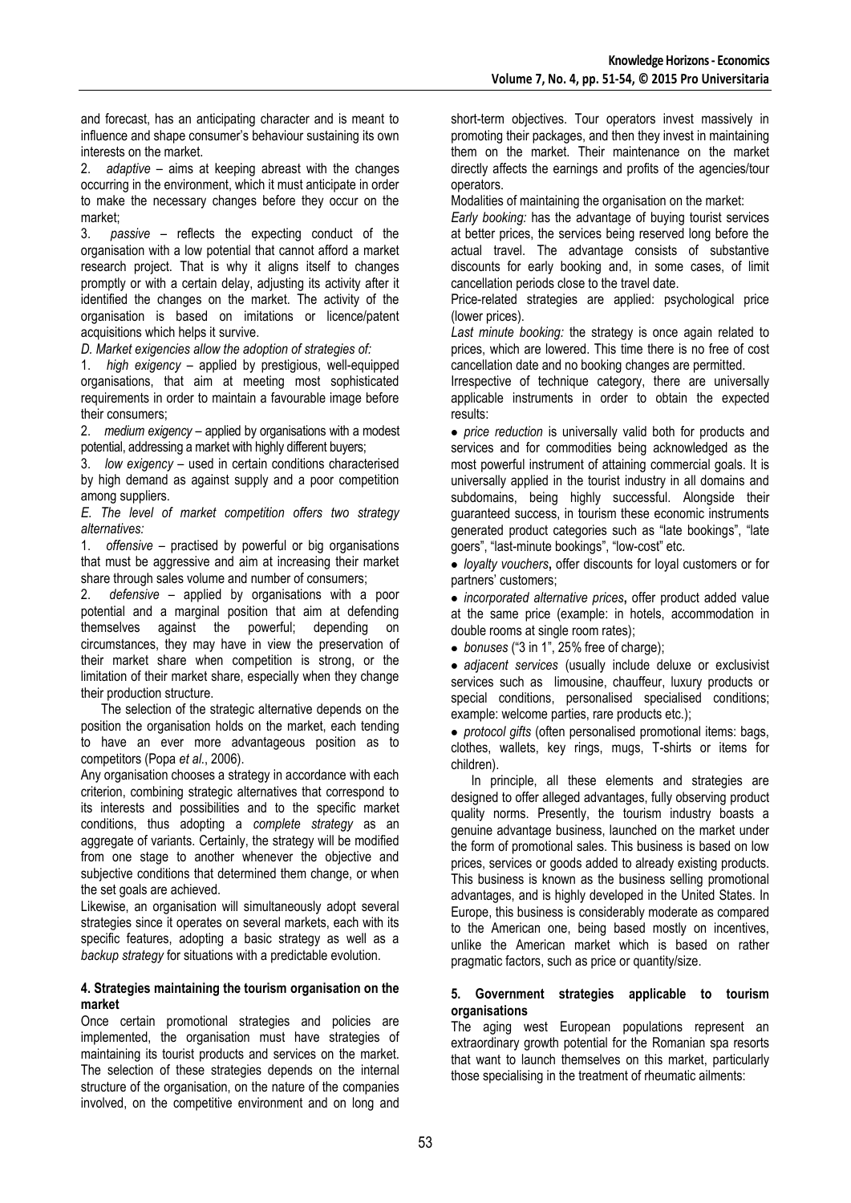and forecast, has an anticipating character and is meant to influence and shape consumer's behaviour sustaining its own interests on the market.

2. *adaptive* – aims at keeping abreast with the changes occurring in the environment, which it must anticipate in order to make the necessary changes before they occur on the market;

3. *passive* – reflects the expecting conduct of the organisation with a low potential that cannot afford a market research project. That is why it aligns itself to changes promptly or with a certain delay, adjusting its activity after it identified the changes on the market. The activity of the organisation is based on imitations or licence/patent acquisitions which helps it survive.

*D. Market exigencies allow the adoption of strategies of:*

1. *high exigency* – applied by prestigious, well-equipped organisations, that aim at meeting most sophisticated requirements in order to maintain a favourable image before their consumers;

2. *medium exigency* – applied by organisations with a modest potential, addressing a market with highly different buyers;

3. *low exigency* – used in certain conditions characterised by high demand as against supply and a poor competition among suppliers.

*E. The level of market competition offers two strategy alternatives:*

1. *offensive* – practised by powerful or big organisations that must be aggressive and aim at increasing their market share through sales volume and number of consumers;

2. *defensive* – applied by organisations with a poor potential and a marginal position that aim at defending themselves against the powerful; depending on circumstances, they may have in view the preservation of their market share when competition is strong, or the limitation of their market share, especially when they change their production structure.

The selection of the strategic alternative depends on the position the organisation holds on the market, each tending to have an ever more advantageous position as to competitors (Popa *et al.*, 2006).

Any organisation chooses a strategy in accordance with each criterion, combining strategic alternatives that correspond to its interests and possibilities and to the specific market conditions, thus adopting a *complete strategy* as an aggregate of variants. Certainly, the strategy will be modified from one stage to another whenever the objective and subjective conditions that determined them change, or when the set goals are achieved.

Likewise, an organisation will simultaneously adopt several strategies since it operates on several markets, each with its specific features, adopting a basic strategy as well as a *backup strategy* for situations with a predictable evolution.

### 4. Strategies maintaining the tourism organisation on the market

Once certain promotional strategies and policies are implemented, the organisation must have strategies of maintaining its tourist products and services on the market. The selection of these strategies depends on the internal structure of the organisation, on the nature of the companies involved, on the competitive environment and on long and short-term objectives. Tour operators invest massively in promoting their packages, and then they invest in maintaining them on the market. Their maintenance on the market directly affects the earnings and profits of the agencies/tour operators.

Modalities of maintaining the organisation on the market:

*Early booking:* has the advantage of buying tourist services at better prices, the services being reserved long before the actual travel. The advantage consists of substantive discounts for early booking and, in some cases, of limit cancellation periods close to the travel date.

Price-related strategies are applied: psychological price (lower prices).

*Last minute booking:* the strategy is once again related to prices, which are lowered. This time there is no free of cost cancellation date and no booking changes are permitted.

Irrespective of technique category, there are universally applicable instruments in order to obtain the expected results:

- *price reduction* is universally valid both for products and services and for commodities being acknowledged as the most powerful instrument of attaining commercial goals. It is universally applied in the tourist industry in all domains and subdomains, being highly successful. Alongside their guaranteed success, in tourism these economic instruments generated product categories such as "late bookings", "late goers", "last-minute bookings", "low-cost" etc.
- *loyalty vouchers***,** offer discounts for loyal customers or for partners' customers;
- *incorporated alternative prices***,** offer product added value at the same price (example: in hotels, accommodation in double rooms at single room rates);
- *bonuses* ("3 in 1", 25% free of charge);
- *adjacent services* (usually include deluxe or exclusivist services such as limousine, chauffeur, luxury products or special conditions, personalised specialised conditions; example: welcome parties, rare products etc.);
- *protocol gifts* (often personalised promotional items: bags, clothes, wallets, key rings, mugs, T-shirts or items for children).

In principle, all these elements and strategies are designed to offer alleged advantages, fully observing product quality norms. Presently, the tourism industry boasts a genuine advantage business, launched on the market under the form of promotional sales. This business is based on low prices, services or goods added to already existing products. This business is known as the business selling promotional advantages, and is highly developed in the United States. In Europe, this business is considerably moderate as compared to the American one, being based mostly on incentives, unlike the American market which is based on rather pragmatic factors, such as price or quantity/size.

### 5. Government strategies applicable to tourism organisations

The aging west European populations represent an extraordinary growth potential for the Romanian spa resorts that want to launch themselves on this market, particularly those specialising in the treatment of rheumatic ailments: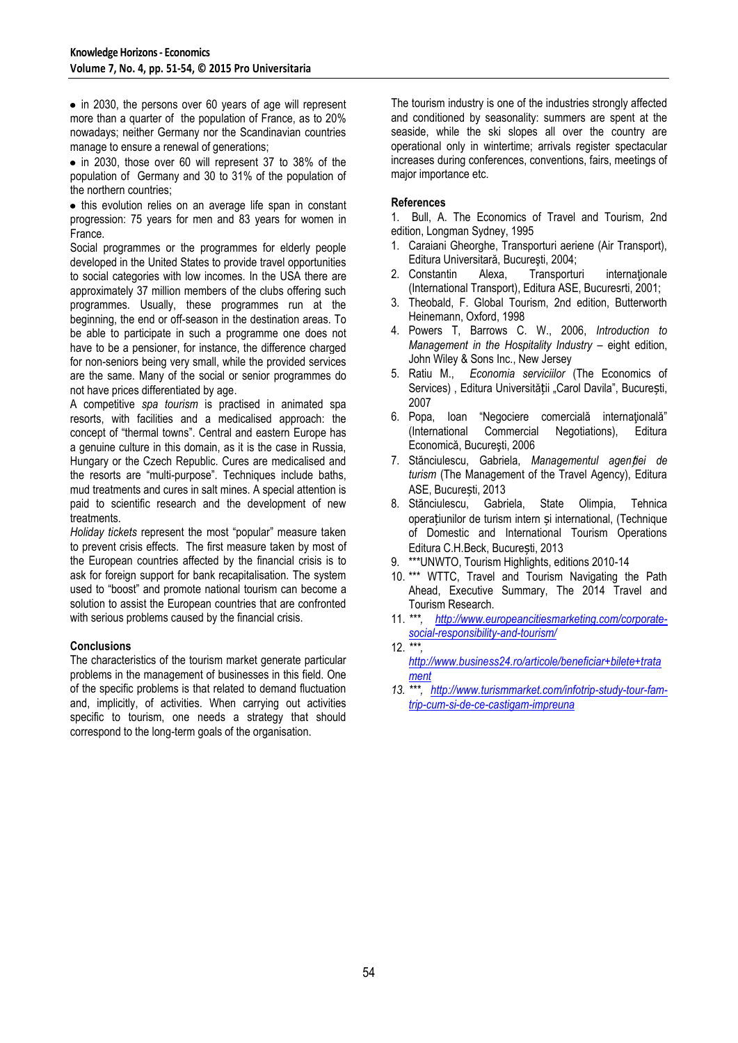- in 2030, the persons over 60 years of age will represent more than a quarter of the population of France, as to 20% nowadays; neither Germany nor the Scandinavian countries manage to ensure a renewal of generations;
- in 2030, those over 60 will represent 37 to 38% of the population of Germany and 30 to 31% of the population of the northern countries;
- this evolution relies on an average life span in constant progression: 75 years for men and 83 years for women in France.

Social programmes or the programmes for elderly people developed in the United States to provide travel opportunities to social categories with low incomes. In the USA there are approximately 37 million members of the clubs offering such programmes. Usually, these programmes run at the beginning, the end or off-season in the destination areas. To be able to participate in such a programme one does not have to be a pensioner, for instance, the difference charged for non-seniors being very small, while the provided services are the same. Many of the social or senior programmes do not have prices differentiated by age.

A competitive *spa tourism* is practised in animated spa resorts, with facilities and a medicalised approach: the concept of "thermal towns". Central and eastern Europe has a genuine culture in this domain, as it is the case in Russia, Hungary or the Czech Republic. Cures are medicalised and the resorts are "multi-purpose". Techniques include baths, mud treatments and cures in salt mines. A special attention is paid to scientific research and the development of new treatments.

*Holiday tickets* represent the most "popular" measure taken to prevent crisis effects. The first measure taken by most of the European countries affected by the financial crisis is to ask for foreign support for bank recapitalisation. The system used to "boost" and promote national tourism can become a solution to assist the European countries that are confronted with serious problems caused by the financial crisis.

## Conclusions

The characteristics of the tourism market generate particular problems in the management of businesses in this field. One of the specific problems is that related to demand fluctuation and, implicitly, of activities. When carrying out activities specific to tourism, one needs a strategy that should correspond to the long-term goals of the organisation.

The tourism industry is one of the industries strongly affected and conditioned by seasonality: summers are spent at the seaside, while the ski slopes all over the country are operational only in wintertime; arrivals register spectacular increases during conferences, conventions, fairs, meetings of major importance etc.

## References

1. Bull, A. The Economics of Travel and Tourism, 2nd edition, Longman Sydney, 1995
1. Caraiani Gheorghe, Transporturi aeriene (Air Transport), Editura Universitară, Bucureşti, 2004;
2. Constantin Alexa, Transporturi internaţionale (International Transport), Editura ASE, Bucuresrti, 2001;
3. Theobald, F. Global Tourism, 2nd edition, Butterworth Heinemann, Oxford, 1998
4. Powers T, Barrows C. W., 2006, *Introduction to Management in the Hospitality Industry* – eight edition, John Wiley & Sons Inc., New Jersey
5. Ratiu M., *Economia serviciilor* (The Economics of Services) , Editura Universității „Carol Davila", București, 2007
6. Popa, Ioan "Negociere comercială internaţională" (International Commercial Negotiations), Editura Economică, Bucureşti, 2006
7. Stănciulescu, Gabriela, *Managementul agenţiei de turism* (The Management of the Travel Agency), Editura ASE, București, 2013
8. Stănciulescu, Gabriela, State Olimpia, Tehnica operațiunilor de turism intern și international, (Technique of Domestic and International Tourism Operations Editura C.H.Beck, București, 2013
9. ***UNWTO, Tourism Highlights, editions 2010-14
10. *** WTTC, Travel and Tourism Navigating the Path Ahead, Executive Summary, The 2014 Travel and Tourism Research.
11. ***, *http://www.europeancitiesmarketing.com/corporate-social-responsibility-and-tourism/*
12. ***, *http://www.business24.ro/articole/beneficiar+bilete+tratament*
13. *\*\*\*, http://www.turismmarket.com/infotrip-study-tour-fam-trip-cum-si-de-ce-castigam-impreuna*